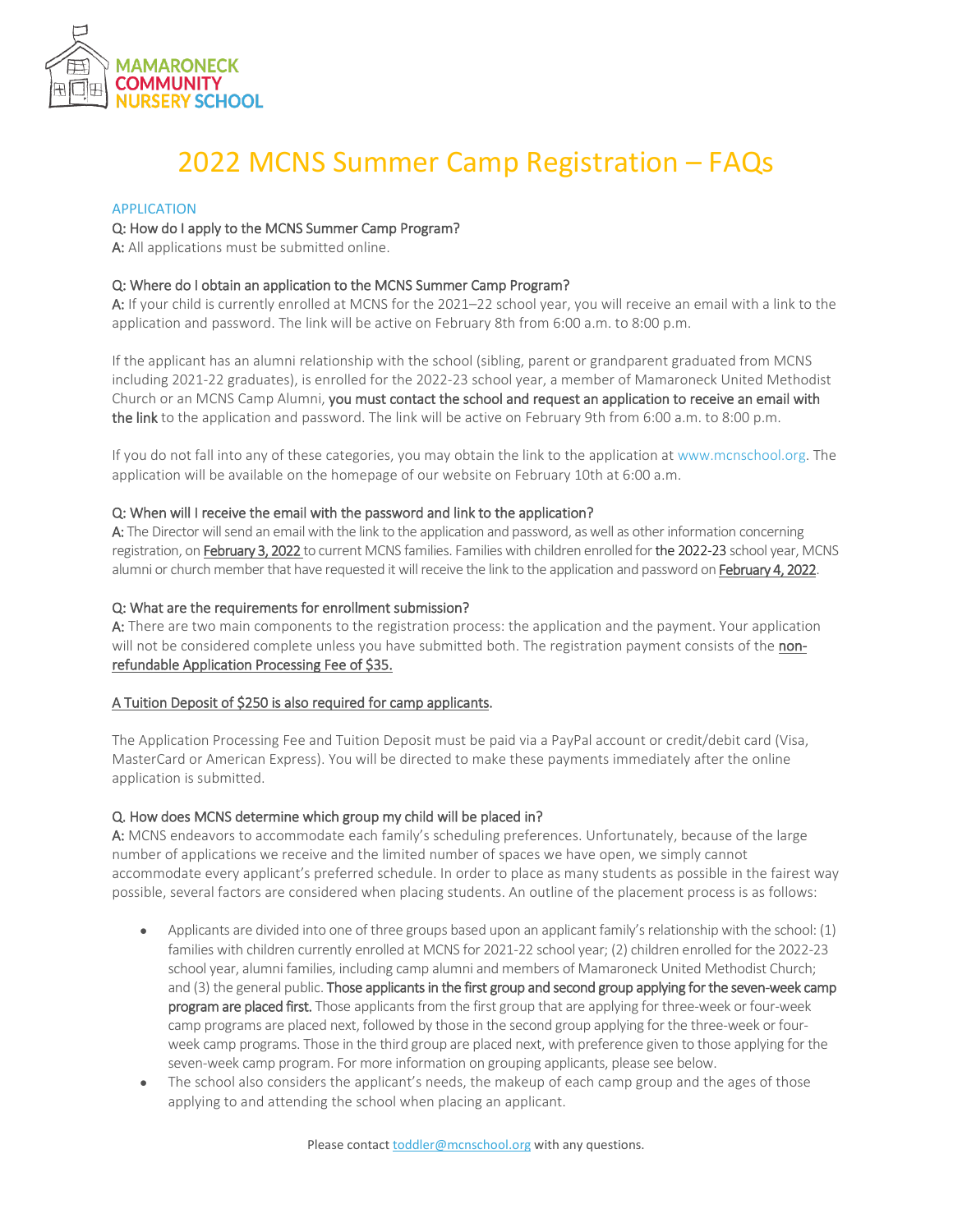MAMARONECK COMMUNITY NURSERY SCHOOL

# 2022 MCNS Summer Camp Registration – FAQs

## APPLICATION

**Q: How do I apply to the MCNS Summer Camp Program?**
**A:** All applications must be submitted online.

**Q: Where do I obtain an application to the MCNS Summer Camp Program?**
**A:** If your child is currently enrolled at MCNS for the 2021–22 school year, you will receive an email with a link to the application and password. The link will be active on February 8th from 6:00 a.m. to 8:00 p.m.

If the applicant has an alumni relationship with the school (sibling, parent or grandparent graduated from MCNS including 2021-22 graduates), is enrolled for the 2022-23 school year, a member of Mamaroneck United Methodist Church or an MCNS Camp Alumni, **you must contact the school and request an application to receive an email with the link** to the application and password. The link will be active on February 9th from 6:00 a.m. to 8:00 p.m.

If you do not fall into any of these categories, you may obtain the link to the application at www.mcnschool.org. The application will be available on the homepage of our website on February 10th at 6:00 a.m.

**Q: When will I receive the email with the password and link to the application?**
**A:** The Director will send an email with the link to the application and password, as well as other information concerning registration, on February 3, 2022 to current MCNS families. Families with children enrolled for the 2022-23 school year, MCNS alumni or church member that have requested it will receive the link to the application and password on February 4, 2022.

**Q: What are the requirements for enrollment submission?**
**A:** There are two main components to the registration process: the application and the payment. Your application will not be considered complete unless you have submitted both. The registration payment consists of the non-refundable Application Processing Fee of $35.

A Tuition Deposit of $250 is also required for camp applicants.

The Application Processing Fee and Tuition Deposit must be paid via a PayPal account or credit/debit card (Visa, MasterCard or American Express). You will be directed to make these payments immediately after the online application is submitted.

**Q. How does MCNS determine which group my child will be placed in?**
**A:** MCNS endeavors to accommodate each family's scheduling preferences. Unfortunately, because of the large number of applications we receive and the limited number of spaces we have open, we simply cannot accommodate every applicant's preferred schedule. In order to place as many students as possible in the fairest way possible, several factors are considered when placing students. An outline of the placement process is as follows:

- Applicants are divided into one of three groups based upon an applicant family's relationship with the school: (1) families with children currently enrolled at MCNS for 2021-22 school year; (2) children enrolled for the 2022-23 school year, alumni families, including camp alumni and members of Mamaroneck United Methodist Church; and (3) the general public. **Those applicants in the first group and second group applying for the seven-week camp program are placed first.** Those applicants from the first group that are applying for three-week or four-week camp programs are placed next, followed by those in the second group applying for the three-week or four-week camp programs. Those in the third group are placed next, with preference given to those applying for the seven-week camp program. For more information on grouping applicants, please see below.
- The school also considers the applicant's needs, the makeup of each camp group and the ages of those applying to and attending the school when placing an applicant.

Please contact toddler@mcnschool.org with any questions.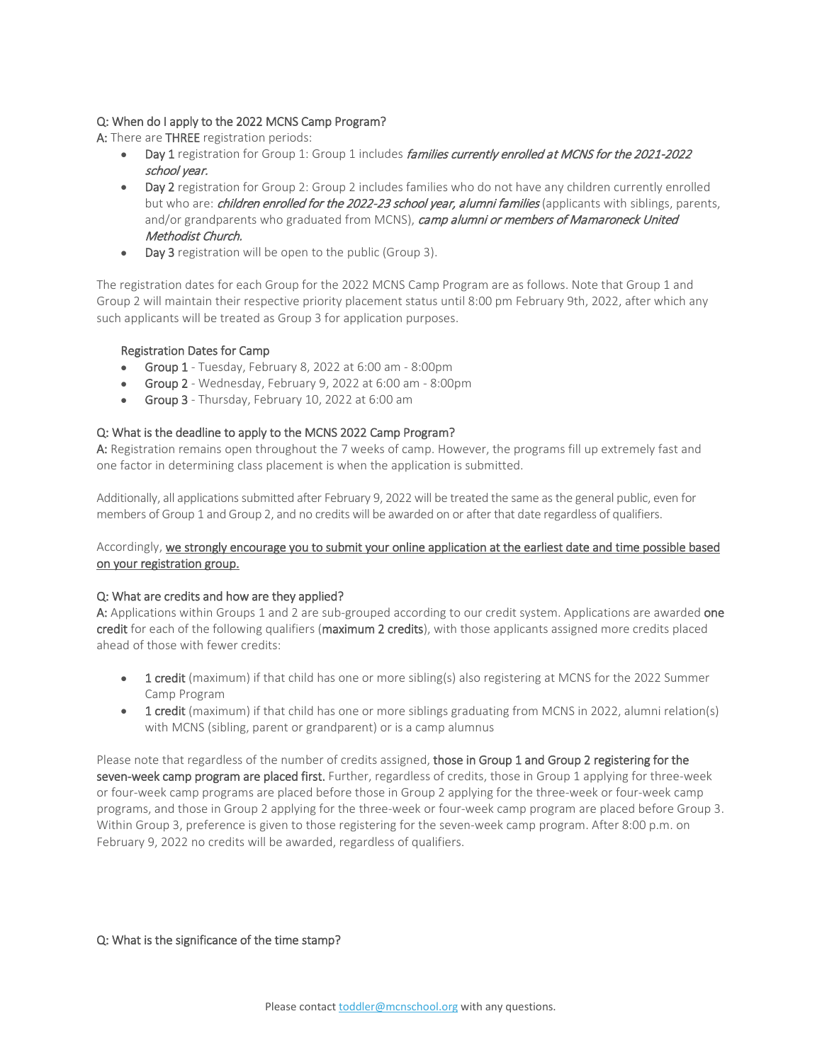Q: When do I apply to the 2022 MCNS Camp Program?

A: There are THREE registration periods:

- **Day 1** registration for Group 1: Group 1 includes ***families currently enrolled at MCNS for the 2021-2022 school year.***
- **Day 2** registration for Group 2: Group 2 includes families who do not have any children currently enrolled but who are: ***children enrolled for the 2022-23 school year, alumni families*** (applicants with siblings, parents, and/or grandparents who graduated from MCNS), ***camp alumni or members of Mamaroneck United Methodist Church.***
- **Day 3** registration will be open to the public (Group 3).

The registration dates for each Group for the 2022 MCNS Camp Program are as follows. Note that Group 1 and Group 2 will maintain their respective priority placement status until 8:00 pm February 9th, 2022, after which any such applicants will be treated as Group 3 for application purposes.

Registration Dates for Camp

- **Group 1** - Tuesday, February 8, 2022 at 6:00 am - 8:00pm
- **Group 2** - Wednesday, February 9, 2022 at 6:00 am - 8:00pm
- **Group 3** - Thursday, February 10, 2022 at 6:00 am

Q: What is the deadline to apply to the MCNS 2022 Camp Program?

**A:** Registration remains open throughout the 7 weeks of camp. However, the programs fill up extremely fast and one factor in determining class placement is when the application is submitted.

Additionally, all applications submitted after February 9, 2022 will be treated the same as the general public, even for members of Group 1 and Group 2, and no credits will be awarded on or after that date regardless of qualifiers.

Accordingly, <u>we strongly encourage you to submit your online application at the earliest date and time possible based on your registration group.</u>

Q: What are credits and how are they applied?

**A:** Applications within Groups 1 and 2 are sub-grouped according to our credit system. Applications are awarded **one credit** for each of the following qualifiers (**maximum 2 credits**), with those applicants assigned more credits placed ahead of those with fewer credits:

- **1 credit** (maximum) if that child has one or more sibling(s) also registering at MCNS for the 2022 Summer Camp Program
- **1 credit** (maximum) if that child has one or more siblings graduating from MCNS in 2022, alumni relation(s) with MCNS (sibling, parent or grandparent) or is a camp alumnus

Please note that regardless of the number of credits assigned, **those in Group 1 and Group 2 registering for the seven-week camp program are placed first.** Further, regardless of credits, those in Group 1 applying for three-week or four-week camp programs are placed before those in Group 2 applying for the three-week or four-week camp programs, and those in Group 2 applying for the three-week or four-week camp program are placed before Group 3. Within Group 3, preference is given to those registering for the seven-week camp program. After 8:00 p.m. on February 9, 2022 no credits will be awarded, regardless of qualifiers.

Q: What is the significance of the time stamp?

Please contact toddler@mcnschool.org with any questions.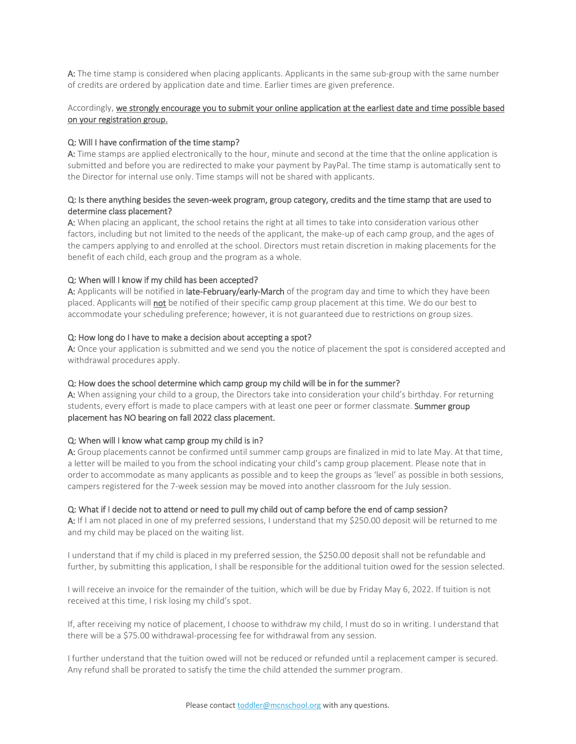**A:** The time stamp is considered when placing applicants. Applicants in the same sub-group with the same number of credits are ordered by application date and time. Earlier times are given preference.

Accordingly, <u>we strongly encourage you to submit your online application at the earliest date and time possible based on your registration group.</u>

<u>Q: Will I have confirmation of the time stamp?</u>
**A:** Time stamps are applied electronically to the hour, minute and second at the time that the online application is submitted and before you are redirected to make your payment by PayPal. The time stamp is automatically sent to the Director for internal use only. Time stamps will not be shared with applicants.

<u>Q: Is there anything besides the seven-week program, group category, credits and the time stamp that are used to determine class placement?</u>
**A:** When placing an applicant, the school retains the right at all times to take into consideration various other factors, including but not limited to the needs of the applicant, the make-up of each camp group, and the ages of the campers applying to and enrolled at the school. Directors must retain discretion in making placements for the benefit of each child, each group and the program as a whole.

<u>Q: When will I know if my child has been accepted?</u>
**A:** Applicants will be notified in **late-February/early-March** of the program day and time to which they have been placed. Applicants will **<u>not</u>** be notified of their specific camp group placement at this time. We do our best to accommodate your scheduling preference; however, it is not guaranteed due to restrictions on group sizes.

<u>Q: How long do I have to make a decision about accepting a spot?</u>
**A:** Once your application is submitted and we send you the notice of placement the spot is considered accepted and withdrawal procedures apply.

<u>Q: How does the school determine which camp group my child will be in for the summer?</u>
**A:** When assigning your child to a group, the Directors take into consideration your child's birthday. For returning students, every effort is made to place campers with at least one peer or former classmate. **Summer group placement has NO bearing on fall 2022 class placement.**

<u>Q: When will I know what camp group my child is in?</u>
**A:** Group placements cannot be confirmed until summer camp groups are finalized in mid to late May. At that time, a letter will be mailed to you from the school indicating your child's camp group placement. Please note that in order to accommodate as many applicants as possible and to keep the groups as 'level' as possible in both sessions, campers registered for the 7-week session may be moved into another classroom for the July session.

<u>Q: What if I decide not to attend or need to pull my child out of camp before the end of camp session?</u>
**A:** If I am not placed in one of my preferred sessions, I understand that my $250.00 deposit will be returned to me and my child may be placed on the waiting list.

I understand that if my child is placed in my preferred session, the $250.00 deposit shall not be refundable and further, by submitting this application, I shall be responsible for the additional tuition owed for the session selected.

I will receive an invoice for the remainder of the tuition, which will be due by Friday May 6, 2022. If tuition is not received at this time, I risk losing my child's spot.

If, after receiving my notice of placement, I choose to withdraw my child, I must do so in writing. I understand that there will be a $75.00 withdrawal-processing fee for withdrawal from any session.

I further understand that the tuition owed will not be reduced or refunded until a replacement camper is secured. Any refund shall be prorated to satisfy the time the child attended the summer program.

Please contact toddler@mcnschool.org with any questions.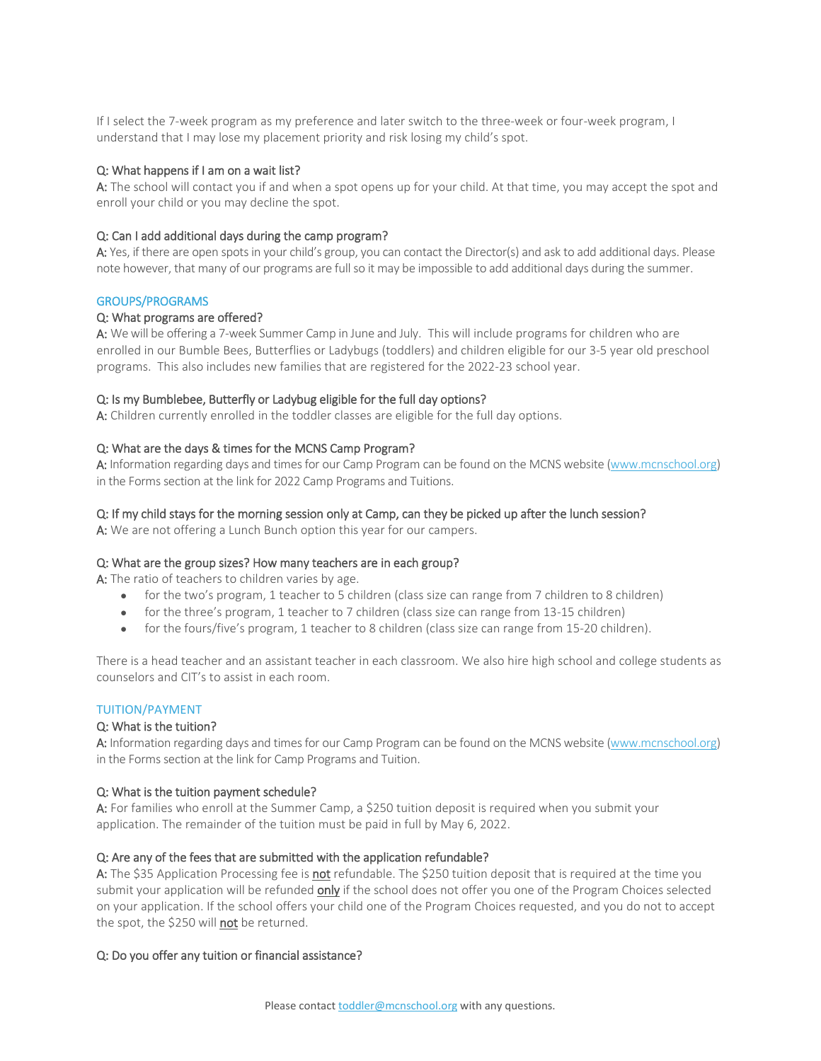If I select the 7-week program as my preference and later switch to the three-week or four-week program, I understand that I may lose my placement priority and risk losing my child's spot.

Q: What happens if I am on a wait list?
**A:** The school will contact you if and when a spot opens up for your child. At that time, you may accept the spot and enroll your child or you may decline the spot.

Q: Can I add additional days during the camp program?
**A:** Yes, if there are open spots in your child's group, you can contact the Director(s) and ask to add additional days. Please note however, that many of our programs are full so it may be impossible to add additional days during the summer.

## GROUPS/PROGRAMS

Q: What programs are offered?
**A:** We will be offering a 7-week Summer Camp in June and July. This will include programs for children who are enrolled in our Bumble Bees, Butterflies or Ladybugs (toddlers) and children eligible for our 3-5 year old preschool programs. This also includes new families that are registered for the 2022-23 school year.

Q: Is my Bumblebee, Butterfly or Ladybug eligible for the full day options?
**A:** Children currently enrolled in the toddler classes are eligible for the full day options.

Q: What are the days & times for the MCNS Camp Program?
**A:** Information regarding days and times for our Camp Program can be found on the MCNS website ([www.mcnschool.org](www.mcnschool.org)) in the Forms section at the link for 2022 Camp Programs and Tuitions.

Q: If my child stays for the morning session only at Camp, can they be picked up after the lunch session?
**A:** We are not offering a Lunch Bunch option this year for our campers.

Q: What are the group sizes? How many teachers are in each group?
**A:** The ratio of teachers to children varies by age.

- for the two's program, 1 teacher to 5 children (class size can range from 7 children to 8 children)
- for the three's program, 1 teacher to 7 children (class size can range from 13-15 children)
- for the fours/five's program, 1 teacher to 8 children (class size can range from 15-20 children).

There is a head teacher and an assistant teacher in each classroom. We also hire high school and college students as counselors and CIT's to assist in each room.

## TUITION/PAYMENT

Q: What is the tuition?
**A:** Information regarding days and times for our Camp Program can be found on the MCNS website ([www.mcnschool.org](www.mcnschool.org)) in the Forms section at the link for Camp Programs and Tuition.

Q: What is the tuition payment schedule?
**A:** For families who enroll at the Summer Camp, a $250 tuition deposit is required when you submit your application. The remainder of the tuition must be paid in full by May 6, 2022.

Q: Are any of the fees that are submitted with the application refundable?
**A:** The $35 Application Processing fee is not refundable. The $250 tuition deposit that is required at the time you submit your application will be refunded only if the school does not offer you one of the Program Choices selected on your application. If the school offers your child one of the Program Choices requested, and you do not to accept the spot, the $250 will not be returned.

Q: Do you offer any tuition or financial assistance?

Please contact [toddler@mcnschool.org](mailto:toddler@mcnschool.org) with any questions.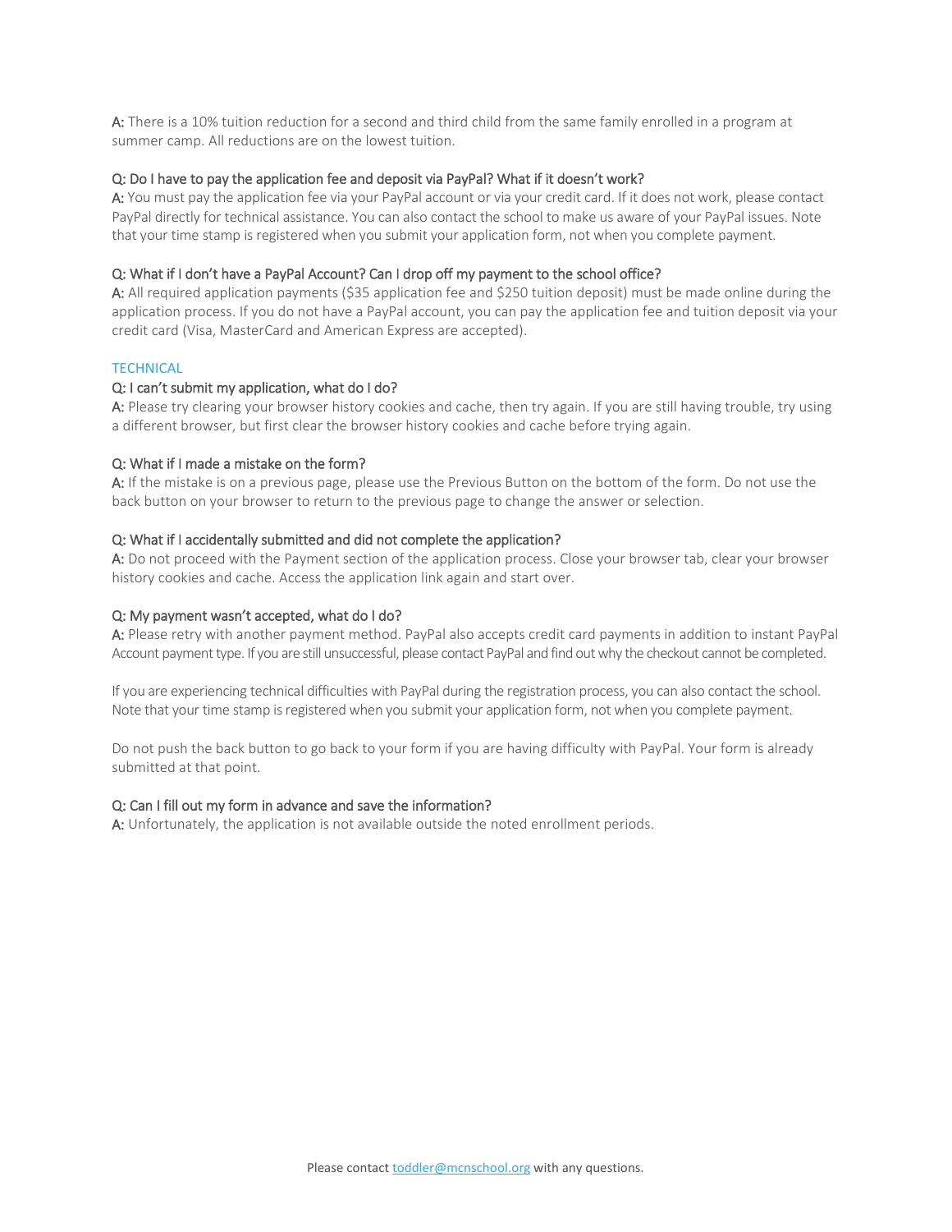**A:** There is a 10% tuition reduction for a second and third child from the same family enrolled in a program at summer camp. All reductions are on the lowest tuition.

**Q: Do I have to pay the application fee and deposit via PayPal? What if it doesn't work?**
**A:** You must pay the application fee via your PayPal account or via your credit card. If it does not work, please contact PayPal directly for technical assistance. You can also contact the school to make us aware of your PayPal issues. Note that your time stamp is registered when you submit your application form, not when you complete payment.

**Q: What if I don't have a PayPal Account? Can I drop off my payment to the school office?**
**A:** All required application payments ($35 application fee and $250 tuition deposit) must be made online during the application process. If you do not have a PayPal account, you can pay the application fee and tuition deposit via your credit card (Visa, MasterCard and American Express are accepted).

## TECHNICAL

**Q: I can't submit my application, what do I do?**
**A:** Please try clearing your browser history cookies and cache, then try again. If you are still having trouble, try using a different browser, but first clear the browser history cookies and cache before trying again.

**Q: What if I made a mistake on the form?**
**A:** If the mistake is on a previous page, please use the Previous Button on the bottom of the form. Do not use the back button on your browser to return to the previous page to change the answer or selection.

**Q: What if I accidentally submitted and did not complete the application?**
**A:** Do not proceed with the Payment section of the application process. Close your browser tab, clear your browser history cookies and cache. Access the application link again and start over.

**Q: My payment wasn't accepted, what do I do?**
**A:** Please retry with another payment method. PayPal also accepts credit card payments in addition to instant PayPal Account payment type. If you are still unsuccessful, please contact PayPal and find out why the checkout cannot be completed.

If you are experiencing technical difficulties with PayPal during the registration process, you can also contact the school. Note that your time stamp is registered when you submit your application form, not when you complete payment.

Do not push the back button to go back to your form if you are having difficulty with PayPal. Your form is already submitted at that point.

**Q: Can I fill out my form in advance and save the information?**
**A:** Unfortunately, the application is not available outside the noted enrollment periods.

Please contact toddler@mcnschool.org with any questions.